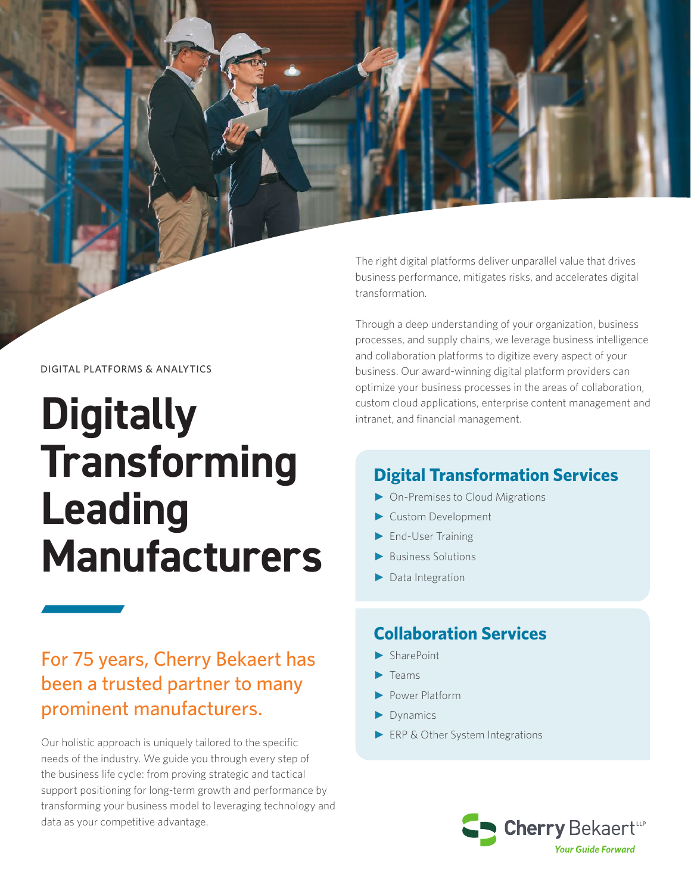DIGITAL PLATFORMS & ANALYTICS

# Digitally Transforming Leading Manufacturers

## For 75 years, Cherry Bekaert has been a trusted partner to many prominent manufacturers.

Our holistic approach is uniquely tailored to the specific needs of the industry. We guide you through every step of the business life cycle: from proving strategic and tactical support positioning for long-term growth and performance by transforming your business model to leveraging technology and data as your competitive advantage.

The right digital platforms deliver unparallel value that drives business performance, mitigates risks, and accelerates digital transformation.

Through a deep understanding of your organization, business processes, and supply chains, we leverage business intelligence and collaboration platforms to digitize every aspect of your business. Our award-winning digital platform providers can optimize your business processes in the areas of collaboration, custom cloud applications, enterprise content management and intranet, and financial management.

### Digital Transformation Services

- On-Premises to Cloud Migrations
- Custom Development
- End-User Training
- Business Solutions
- Data Integration

### Collaboration Services

- SharePoint
- Teams
- Power Platform
- Dynamics
- ERP & Other System Integrations

Cherry Bekaert LLP
*Your Guide Forward*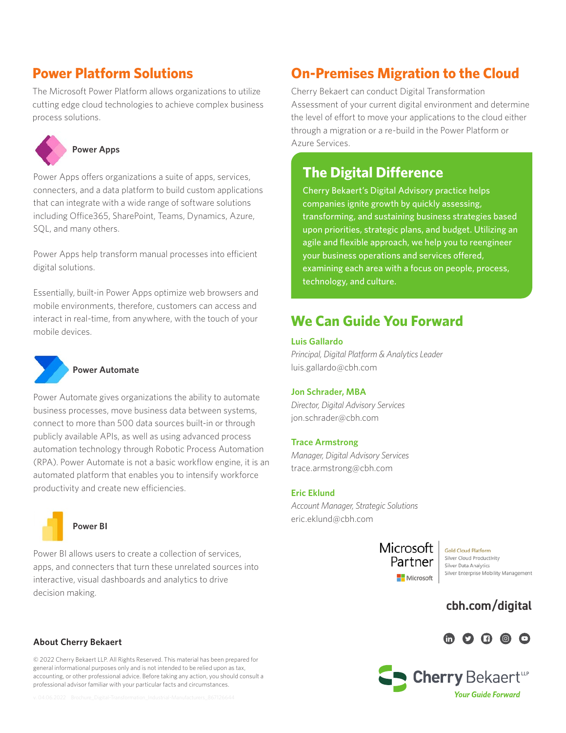## Power Platform Solutions

The Microsoft Power Platform allows organizations to utilize cutting edge cloud technologies to achieve complex business process solutions.

### Power Apps

Power Apps offers organizations a suite of apps, services, connecters, and a data platform to build custom applications that can integrate with a wide range of software solutions including Office365, SharePoint, Teams, Dynamics, Azure, SQL, and many others.

Power Apps help transform manual processes into efficient digital solutions.

Essentially, built-in Power Apps optimize web browsers and mobile environments, therefore, customers can access and interact in real-time, from anywhere, with the touch of your mobile devices.

### Power Automate

Power Automate gives organizations the ability to automate business processes, move business data between systems, connect to more than 500 data sources built-in or through publicly available APIs, as well as using advanced process automation technology through Robotic Process Automation (RPA). Power Automate is not a basic workflow engine, it is an automated platform that enables you to intensify workforce productivity and create new efficiencies.

### Power BI

Power BI allows users to create a collection of services, apps, and connecters that turn these unrelated sources into interactive, visual dashboards and analytics to drive decision making.

## On-Premises Migration to the Cloud

Cherry Bekaert can conduct Digital Transformation Assessment of your current digital environment and determine the level of effort to move your applications to the cloud either through a migration or a re-build in the Power Platform or Azure Services.

## The Digital Difference

Cherry Bekaert's Digital Advisory practice helps companies ignite growth by quickly assessing, transforming, and sustaining business strategies based upon priorities, strategic plans, and budget. Utilizing an agile and flexible approach, we help you to reengineer your business operations and services offered, examining each area with a focus on people, process, technology, and culture.

## We Can Guide You Forward

**Luis Gallardo**
*Principal, Digital Platform & Analytics Leader*
luis.gallardo@cbh.com

**Jon Schrader, MBA**
*Director, Digital Advisory Services*
jon.schrader@cbh.com

**Trace Armstrong**
*Manager, Digital Advisory Services*
trace.armstrong@cbh.com

**Eric Eklund**
*Account Manager, Strategic Solutions*
eric.eklund@cbh.com

Microsoft Partner

Gold Cloud Platform
Silver Cloud Productivity
Silver Data Analytics
Silver Enterprise Mobility Management

**cbh.com/digital**

Cherry Bekaert LLP
*Your Guide Forward*

### About Cherry Bekaert

© 2022 Cherry Bekaert LLP. All Rights Reserved. This material has been prepared for general informational purposes only and is not intended to be relied upon as tax, accounting, or other professional advice. Before taking any action, you should consult a professional advisor familiar with your particular facts and circumstances.

v. 04.06.2022 Brochure_Digital-Transformation_Industrial-Manufacturers_867126644